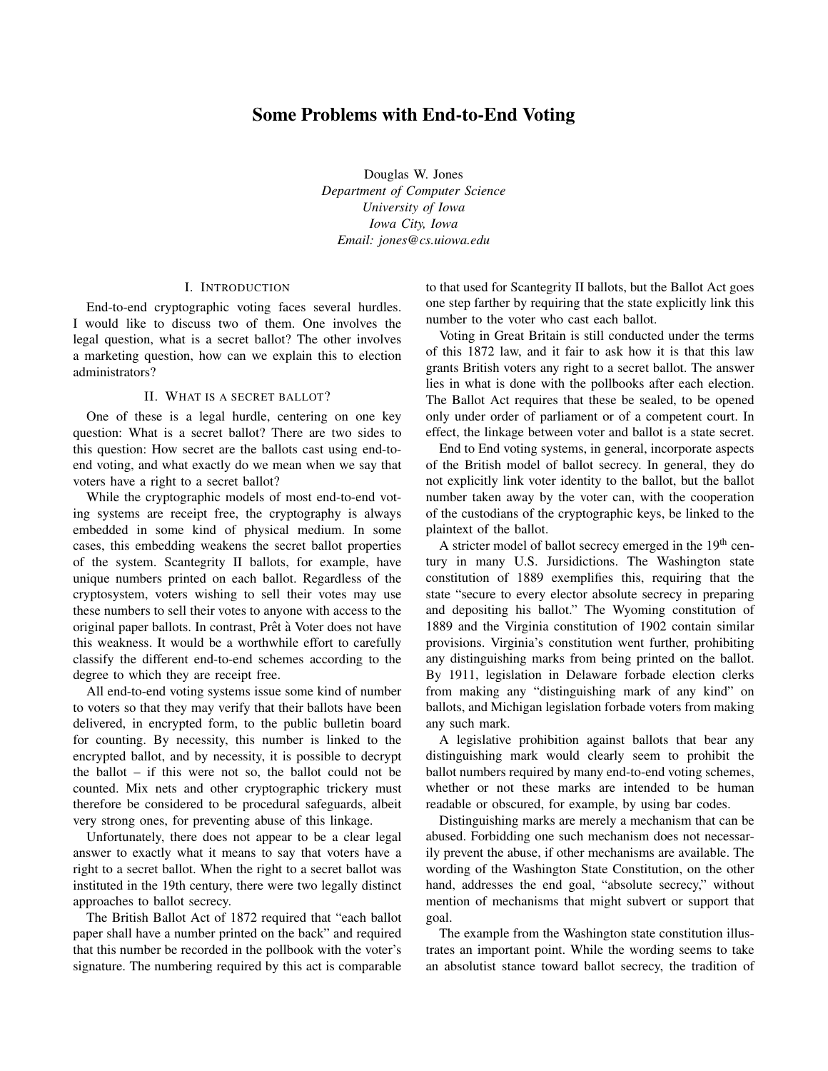# Some Problems with End-to-End Voting

Douglas W. Jones
*Department of Computer Science*
*University of Iowa*
*Iowa City, Iowa*
*Email: jones@cs.uiowa.edu*

## I. Introduction

End-to-end cryptographic voting faces several hurdles. I would like to discuss two of them. One involves the legal question, what is a secret ballot? The other involves a marketing question, how can we explain this to election administrators?

## II. What is a secret ballot?

One of these is a legal hurdle, centering on one key question: What is a secret ballot? There are two sides to this question: How secret are the ballots cast using end-to-end voting, and what exactly do we mean when we say that voters have a right to a secret ballot?

While the cryptographic models of most end-to-end voting systems are receipt free, the cryptography is always embedded in some kind of physical medium. In some cases, this embedding weakens the secret ballot properties of the system. Scantegrity II ballots, for example, have unique numbers printed on each ballot. Regardless of the cryptosystem, voters wishing to sell their votes may use these numbers to sell their votes to anyone with access to the original paper ballots. In contrast, Prêt à Voter does not have this weakness. It would be a worthwhile effort to carefully classify the different end-to-end schemes according to the degree to which they are receipt free.

All end-to-end voting systems issue some kind of number to voters so that they may verify that their ballots have been delivered, in encrypted form, to the public bulletin board for counting. By necessity, this number is linked to the encrypted ballot, and by necessity, it is possible to decrypt the ballot – if this were not so, the ballot could not be counted. Mix nets and other cryptographic trickery must therefore be considered to be procedural safeguards, albeit very strong ones, for preventing abuse of this linkage.

Unfortunately, there does not appear to be a clear legal answer to exactly what it means to say that voters have a right to a secret ballot. When the right to a secret ballot was instituted in the 19th century, there were two legally distinct approaches to ballot secrecy.

The British Ballot Act of 1872 required that "each ballot paper shall have a number printed on the back" and required that this number be recorded in the pollbook with the voter's signature. The numbering required by this act is comparable to that used for Scantegrity II ballots, but the Ballot Act goes one step farther by requiring that the state explicitly link this number to the voter who cast each ballot.

Voting in Great Britain is still conducted under the terms of this 1872 law, and it fair to ask how it is that this law grants British voters any right to a secret ballot. The answer lies in what is done with the pollbooks after each election. The Ballot Act requires that these be sealed, to be opened only under order of parliament or of a competent court. In effect, the linkage between voter and ballot is a state secret.

End to End voting systems, in general, incorporate aspects of the British model of ballot secrecy. In general, they do not explicitly link voter identity to the ballot, but the ballot number taken away by the voter can, with the cooperation of the custodians of the cryptographic keys, be linked to the plaintext of the ballot.

A stricter model of ballot secrecy emerged in the 19th century in many U.S. Jursidictions. The Washington state constitution of 1889 exemplifies this, requiring that the state "secure to every elector absolute secrecy in preparing and depositing his ballot." The Wyoming constitution of 1889 and the Virginia constitution of 1902 contain similar provisions. Virginia's constitution went further, prohibiting any distinguishing marks from being printed on the ballot. By 1911, legislation in Delaware forbade election clerks from making any "distinguishing mark of any kind" on ballots, and Michigan legislation forbade voters from making any such mark.

A legislative prohibition against ballots that bear any distinguishing mark would clearly seem to prohibit the ballot numbers required by many end-to-end voting schemes, whether or not these marks are intended to be human readable or obscured, for example, by using bar codes.

Distinguishing marks are merely a mechanism that can be abused. Forbidding one such mechanism does not necessarily prevent the abuse, if other mechanisms are available. The wording of the Washington State Constitution, on the other hand, addresses the end goal, "absolute secrecy," without mention of mechanisms that might subvert or support that goal.

The example from the Washington state constitution illustrates an important point. While the wording seems to take an absolutist stance toward ballot secrecy, the tradition of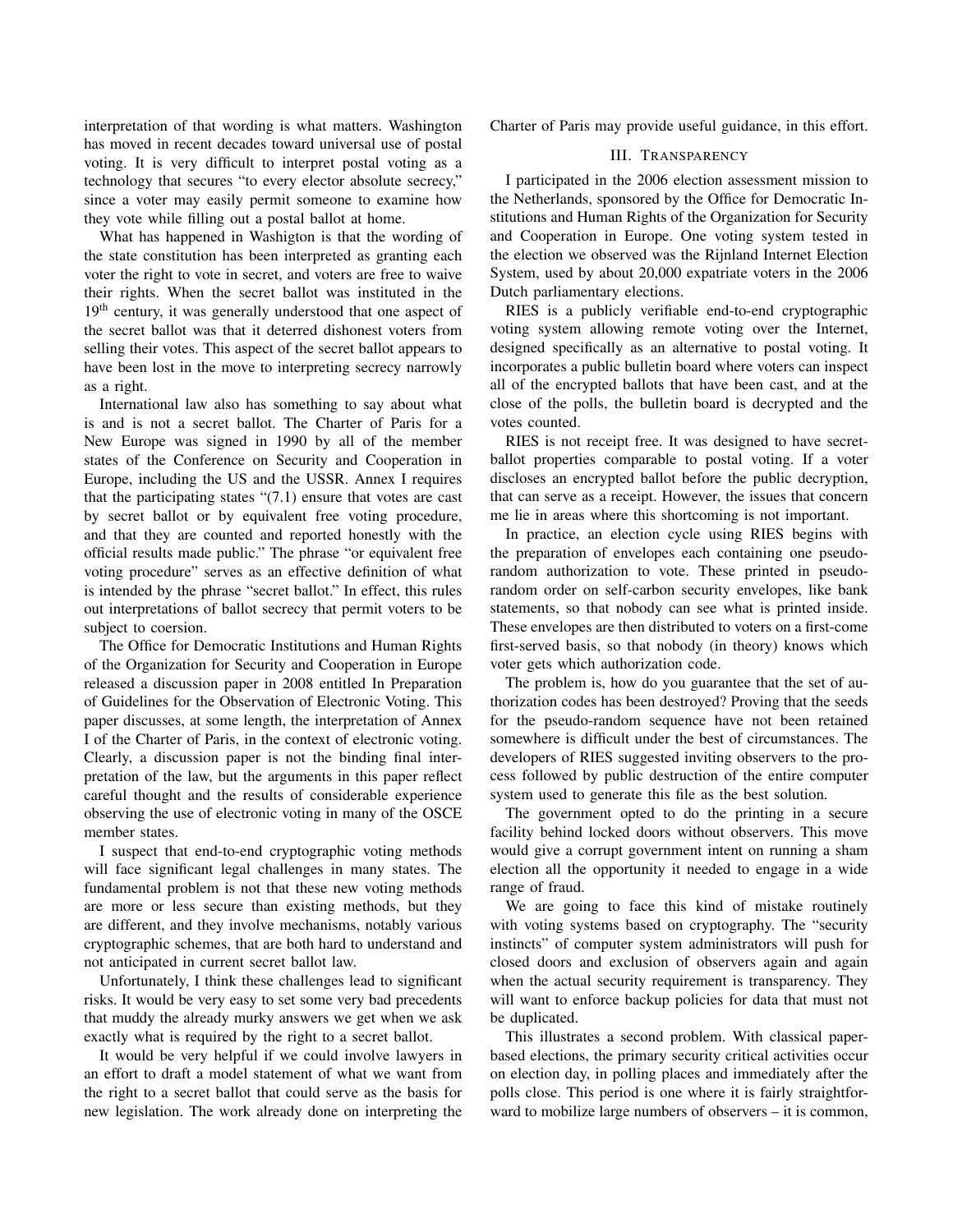interpretation of that wording is what matters. Washington has moved in recent decades toward universal use of postal voting. It is very difficult to interpret postal voting as a technology that secures "to every elector absolute secrecy," since a voter may easily permit someone to examine how they vote while filling out a postal ballot at home.

What has happened in Washigton is that the wording of the state constitution has been interpreted as granting each voter the right to vote in secret, and voters are free to waive their rights. When the secret ballot was instituted in the 19th century, it was generally understood that one aspect of the secret ballot was that it deterred dishonest voters from selling their votes. This aspect of the secret ballot appears to have been lost in the move to interpreting secrecy narrowly as a right.

International law also has something to say about what is and is not a secret ballot. The Charter of Paris for a New Europe was signed in 1990 by all of the member states of the Conference on Security and Cooperation in Europe, including the US and the USSR. Annex I requires that the participating states "(7.1) ensure that votes are cast by secret ballot or by equivalent free voting procedure, and that they are counted and reported honestly with the official results made public." The phrase "or equivalent free voting procedure" serves as an effective definition of what is intended by the phrase "secret ballot." In effect, this rules out interpretations of ballot secrecy that permit voters to be subject to coersion.

The Office for Democratic Institutions and Human Rights of the Organization for Security and Cooperation in Europe released a discussion paper in 2008 entitled In Preparation of Guidelines for the Observation of Electronic Voting. This paper discusses, at some length, the interpretation of Annex I of the Charter of Paris, in the context of electronic voting. Clearly, a discussion paper is not the binding final interpretation of the law, but the arguments in this paper reflect careful thought and the results of considerable experience observing the use of electronic voting in many of the OSCE member states.

I suspect that end-to-end cryptographic voting methods will face significant legal challenges in many states. The fundamental problem is not that these new voting methods are more or less secure than existing methods, but they are different, and they involve mechanisms, notably various cryptographic schemes, that are both hard to understand and not anticipated in current secret ballot law.

Unfortunately, I think these challenges lead to significant risks. It would be very easy to set some very bad precedents that muddy the already murky answers we get when we ask exactly what is required by the right to a secret ballot.

It would be very helpful if we could involve lawyers in an effort to draft a model statement of what we want from the right to a secret ballot that could serve as the basis for new legislation. The work already done on interpreting the Charter of Paris may provide useful guidance, in this effort.

## III. Transparency

I participated in the 2006 election assessment mission to the Netherlands, sponsored by the Office for Democratic Institutions and Human Rights of the Organization for Security and Cooperation in Europe. One voting system tested in the election we observed was the Rijnland Internet Election System, used by about 20,000 expatriate voters in the 2006 Dutch parliamentary elections.

RIES is a publicly verifiable end-to-end cryptographic voting system allowing remote voting over the Internet, designed specifically as an alternative to postal voting. It incorporates a public bulletin board where voters can inspect all of the encrypted ballots that have been cast, and at the close of the polls, the bulletin board is decrypted and the votes counted.

RIES is not receipt free. It was designed to have secret-ballot properties comparable to postal voting. If a voter discloses an encrypted ballot before the public decryption, that can serve as a receipt. However, the issues that concern me lie in areas where this shortcoming is not important.

In practice, an election cycle using RIES begins with the preparation of envelopes each containing one pseudo-random authorization to vote. These printed in pseudo-random order on self-carbon security envelopes, like bank statements, so that nobody can see what is printed inside. These envelopes are then distributed to voters on a first-come first-served basis, so that nobody (in theory) knows which voter gets which authorization code.

The problem is, how do you guarantee that the set of authorization codes has been destroyed? Proving that the seeds for the pseudo-random sequence have not been retained somewhere is difficult under the best of circumstances. The developers of RIES suggested inviting observers to the process followed by public destruction of the entire computer system used to generate this file as the best solution.

The government opted to do the printing in a secure facility behind locked doors without observers. This move would give a corrupt government intent on running a sham election all the opportunity it needed to engage in a wide range of fraud.

We are going to face this kind of mistake routinely with voting systems based on cryptography. The "security instincts" of computer system administrators will push for closed doors and exclusion of observers again and again when the actual security requirement is transparency. They will want to enforce backup policies for data that must not be duplicated.

This illustrates a second problem. With classical paper-based elections, the primary security critical activities occur on election day, in polling places and immediately after the polls close. This period is one where it is fairly straightforward to mobilize large numbers of observers – it is common,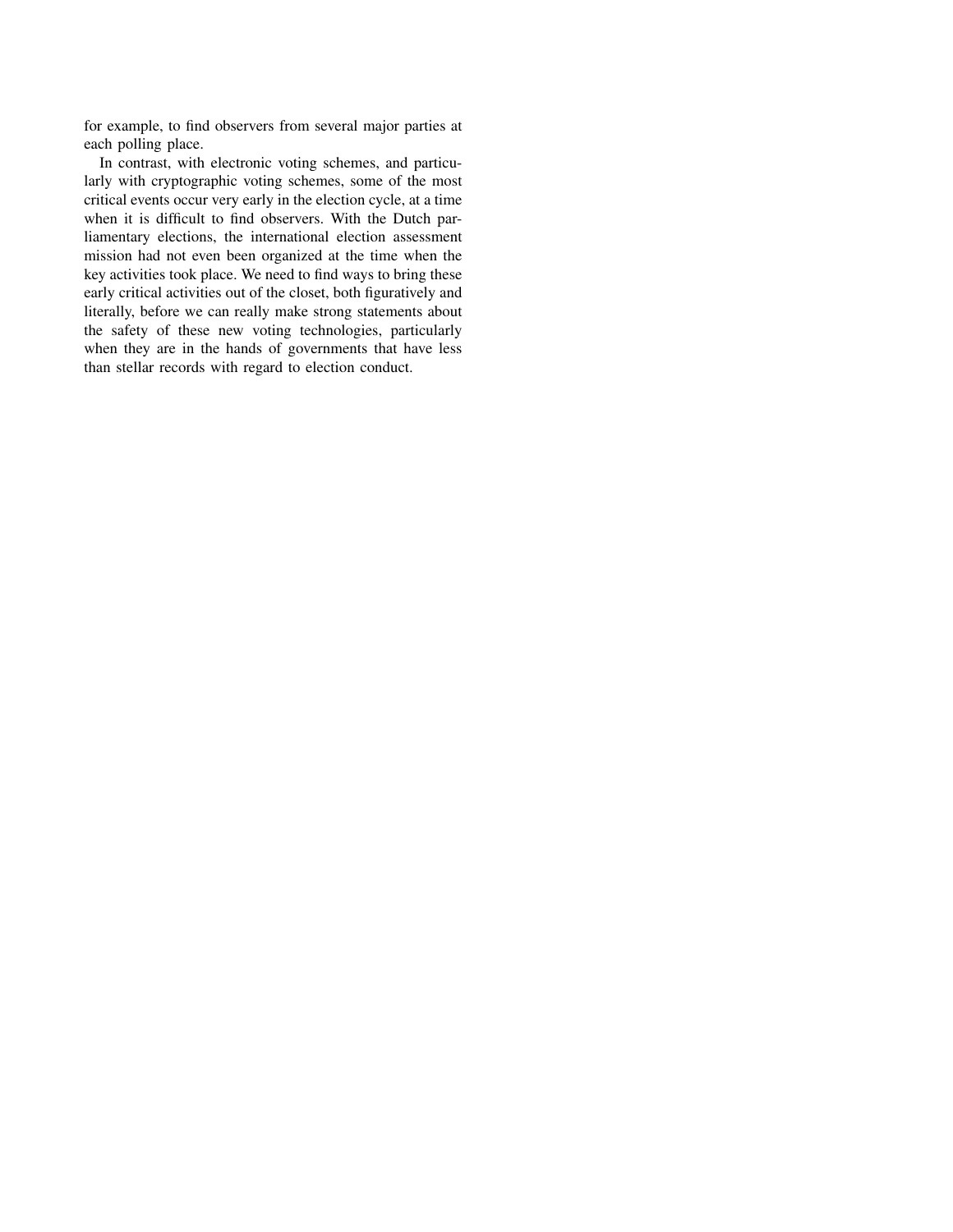for example, to find observers from several major parties at each polling place.

In contrast, with electronic voting schemes, and particularly with cryptographic voting schemes, some of the most critical events occur very early in the election cycle, at a time when it is difficult to find observers. With the Dutch parliamentary elections, the international election assessment mission had not even been organized at the time when the key activities took place. We need to find ways to bring these early critical activities out of the closet, both figuratively and literally, before we can really make strong statements about the safety of these new voting technologies, particularly when they are in the hands of governments that have less than stellar records with regard to election conduct.